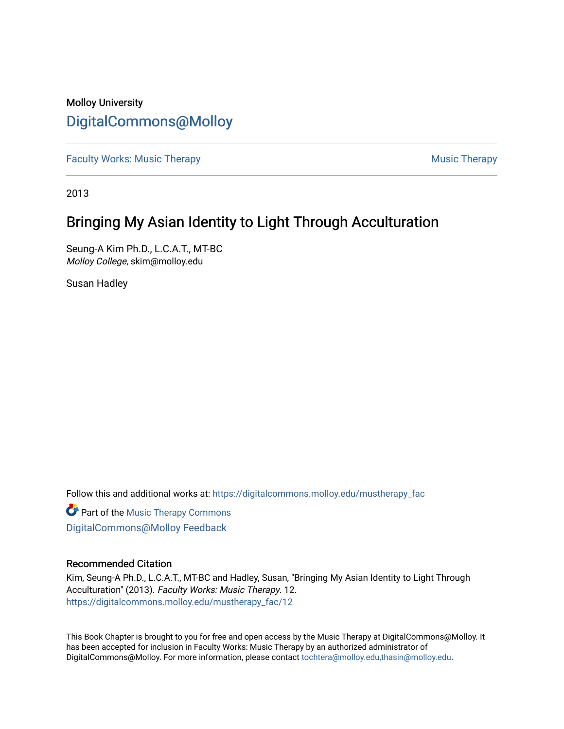Molloy University

# DigitalCommons@Molloy

Faculty Works: Music Therapy | Music Therapy

2013

## Bringing My Asian Identity to Light Through Acculturation

Seung-A Kim Ph.D., L.C.A.T., MT-BC
*Molloy College*, skim@molloy.edu

Susan Hadley

Follow this and additional works at: https://digitalcommons.molloy.edu/mustherapy_fac

Part of the Music Therapy Commons

DigitalCommons@Molloy Feedback

### Recommended Citation

Kim, Seung-A Ph.D., L.C.A.T., MT-BC and Hadley, Susan, "Bringing My Asian Identity to Light Through Acculturation" (2013). *Faculty Works: Music Therapy*. 12.
https://digitalcommons.molloy.edu/mustherapy_fac/12

This Book Chapter is brought to you for free and open access by the Music Therapy at DigitalCommons@Molloy. It has been accepted for inclusion in Faculty Works: Music Therapy by an authorized administrator of DigitalCommons@Molloy. For more information, please contact tochtera@molloy.edu,thasin@molloy.edu.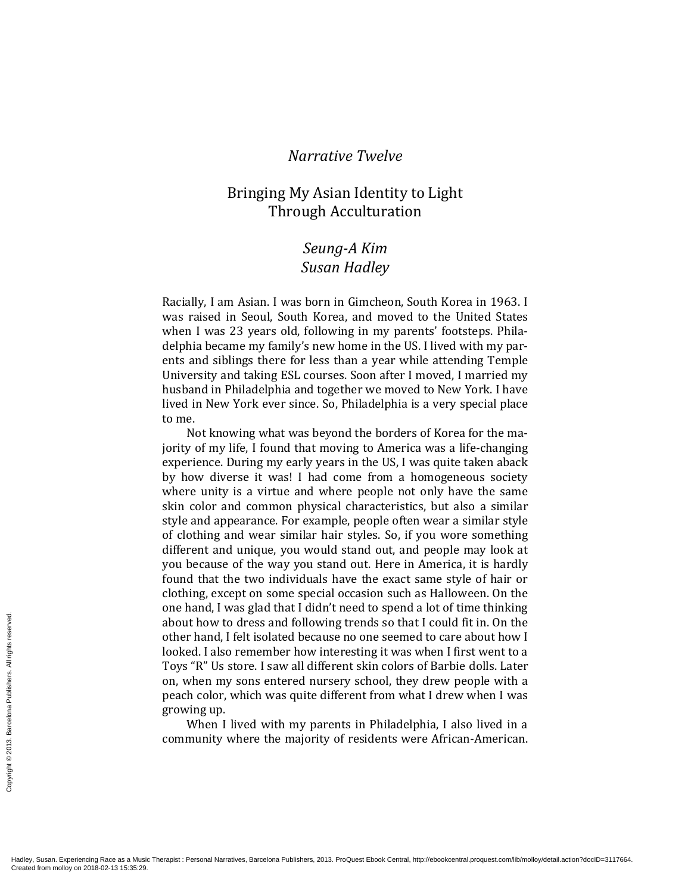*Narrative Twelve*

# Bringing My Asian Identity to Light Through Acculturation

*Seung-A Kim*
*Susan Hadley*

Racially, I am Asian. I was born in Gimcheon, South Korea in 1963. I was raised in Seoul, South Korea, and moved to the United States when I was 23 years old, following in my parents' footsteps. Philadelphia became my family's new home in the US. I lived with my parents and siblings there for less than a year while attending Temple University and taking ESL courses. Soon after I moved, I married my husband in Philadelphia and together we moved to New York. I have lived in New York ever since. So, Philadelphia is a very special place to me.

Not knowing what was beyond the borders of Korea for the majority of my life, I found that moving to America was a life-changing experience. During my early years in the US, I was quite taken aback by how diverse it was! I had come from a homogeneous society where unity is a virtue and where people not only have the same skin color and common physical characteristics, but also a similar style and appearance. For example, people often wear a similar style of clothing and wear similar hair styles. So, if you wore something different and unique, you would stand out, and people may look at you because of the way you stand out. Here in America, it is hardly found that the two individuals have the exact same style of hair or clothing, except on some special occasion such as Halloween. On the one hand, I was glad that I didn't need to spend a lot of time thinking about how to dress and following trends so that I could fit in. On the other hand, I felt isolated because no one seemed to care about how I looked. I also remember how interesting it was when I first went to a Toys "R" Us store. I saw all different skin colors of Barbie dolls. Later on, when my sons entered nursery school, they drew people with a peach color, which was quite different from what I drew when I was growing up.

When I lived with my parents in Philadelphia, I also lived in a community where the majority of residents were African-American.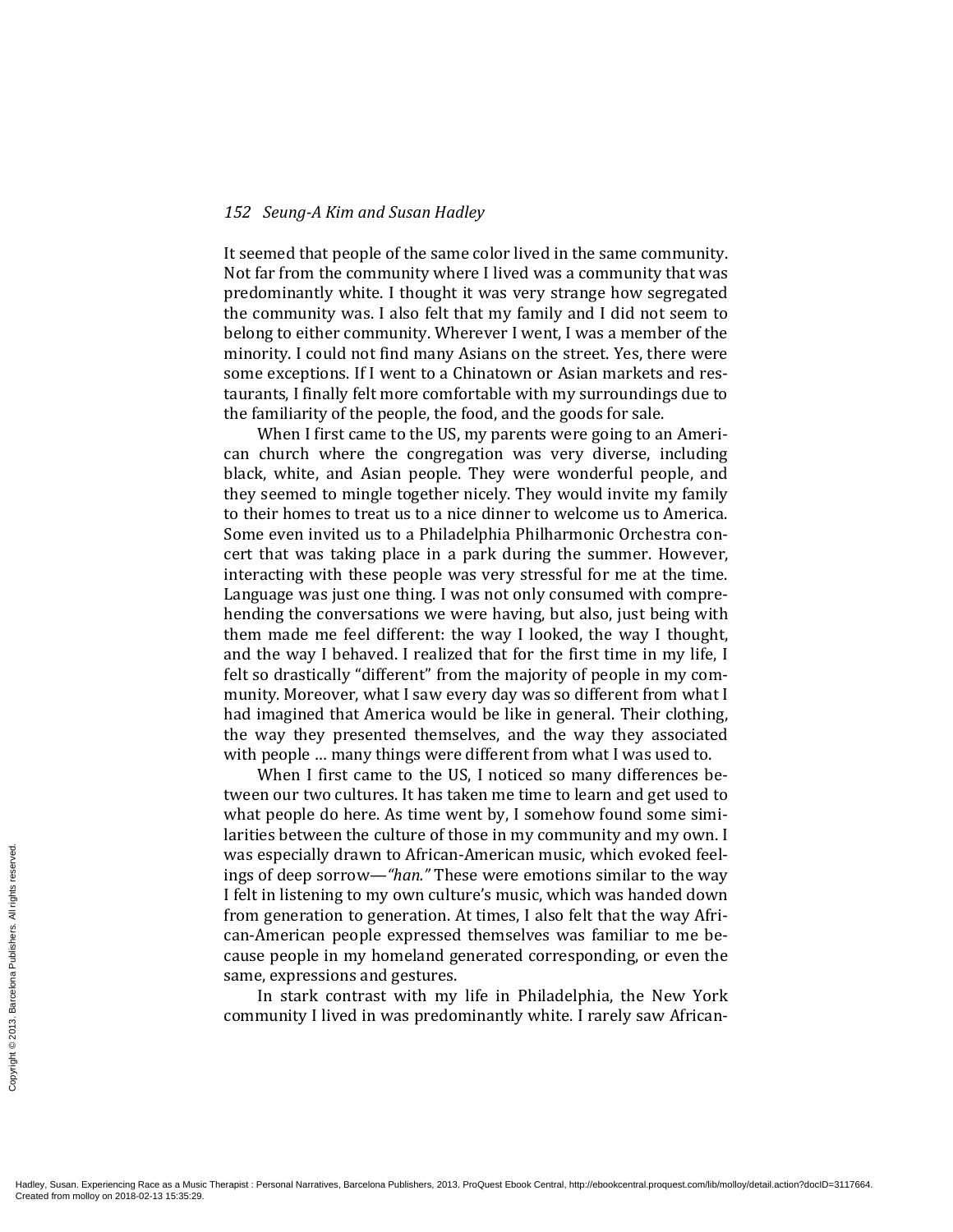It seemed that people of the same color lived in the same community. Not far from the community where I lived was a community that was predominantly white. I thought it was very strange how segregated the community was. I also felt that my family and I did not seem to belong to either community. Wherever I went, I was a member of the minority. I could not find many Asians on the street. Yes, there were some exceptions. If I went to a Chinatown or Asian markets and restaurants, I finally felt more comfortable with my surroundings due to the familiarity of the people, the food, and the goods for sale.

When I first came to the US, my parents were going to an American church where the congregation was very diverse, including black, white, and Asian people. They were wonderful people, and they seemed to mingle together nicely. They would invite my family to their homes to treat us to a nice dinner to welcome us to America. Some even invited us to a Philadelphia Philharmonic Orchestra concert that was taking place in a park during the summer. However, interacting with these people was very stressful for me at the time. Language was just one thing. I was not only consumed with comprehending the conversations we were having, but also, just being with them made me feel different: the way I looked, the way I thought, and the way I behaved. I realized that for the first time in my life, I felt so drastically "different" from the majority of people in my community. Moreover, what I saw every day was so different from what I had imagined that America would be like in general. Their clothing, the way they presented themselves, and the way they associated with people … many things were different from what I was used to.

When I first came to the US, I noticed so many differences between our two cultures. It has taken me time to learn and get used to what people do here. As time went by, I somehow found some similarities between the culture of those in my community and my own. I was especially drawn to African-American music, which evoked feelings of deep sorrow—*"han."* These were emotions similar to the way I felt in listening to my own culture's music, which was handed down from generation to generation. At times, I also felt that the way African-American people expressed themselves was familiar to me because people in my homeland generated corresponding, or even the same, expressions and gestures.

In stark contrast with my life in Philadelphia, the New York community I lived in was predominantly white. I rarely saw African-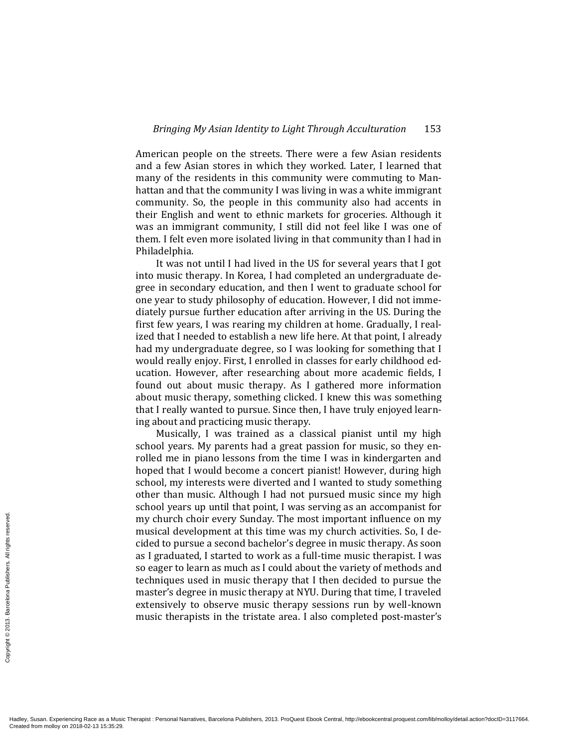American people on the streets. There were a few Asian residents and a few Asian stores in which they worked. Later, I learned that many of the residents in this community were commuting to Manhattan and that the community I was living in was a white immigrant community. So, the people in this community also had accents in their English and went to ethnic markets for groceries. Although it was an immigrant community, I still did not feel like I was one of them. I felt even more isolated living in that community than I had in Philadelphia.

It was not until I had lived in the US for several years that I got into music therapy. In Korea, I had completed an undergraduate degree in secondary education, and then I went to graduate school for one year to study philosophy of education. However, I did not immediately pursue further education after arriving in the US. During the first few years, I was rearing my children at home. Gradually, I realized that I needed to establish a new life here. At that point, I already had my undergraduate degree, so I was looking for something that I would really enjoy. First, I enrolled in classes for early childhood education. However, after researching about more academic fields, I found out about music therapy. As I gathered more information about music therapy, something clicked. I knew this was something that I really wanted to pursue. Since then, I have truly enjoyed learning about and practicing music therapy.

Musically, I was trained as a classical pianist until my high school years. My parents had a great passion for music, so they enrolled me in piano lessons from the time I was in kindergarten and hoped that I would become a concert pianist! However, during high school, my interests were diverted and I wanted to study something other than music. Although I had not pursued music since my high school years up until that point, I was serving as an accompanist for my church choir every Sunday. The most important influence on my musical development at this time was my church activities. So, I decided to pursue a second bachelor's degree in music therapy. As soon as I graduated, I started to work as a full-time music therapist. I was so eager to learn as much as I could about the variety of methods and techniques used in music therapy that I then decided to pursue the master's degree in music therapy at NYU. During that time, I traveled extensively to observe music therapy sessions run by well-known music therapists in the tristate area. I also completed post-master's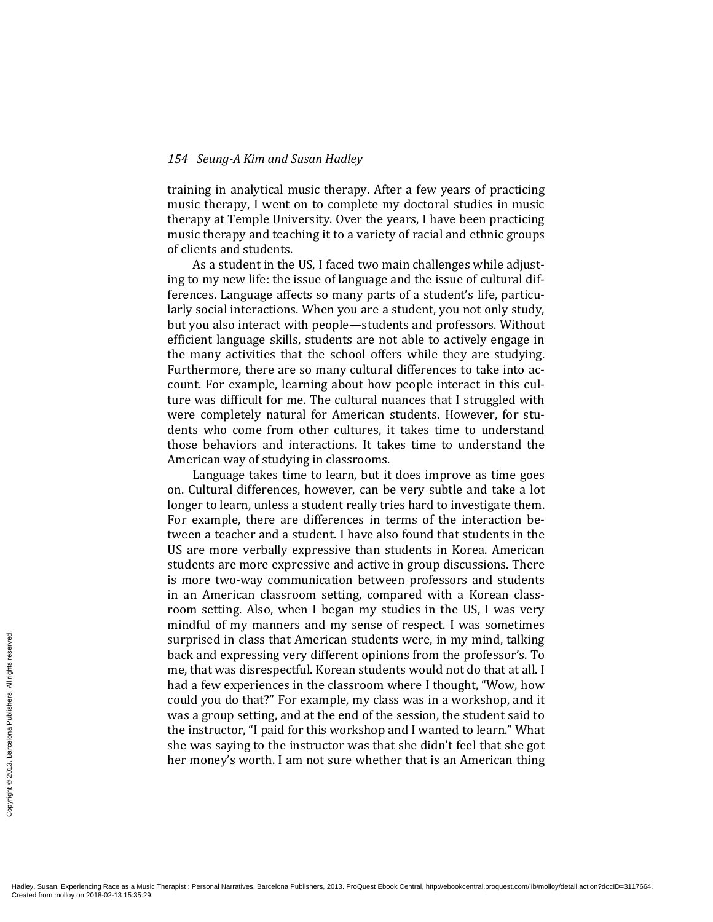training in analytical music therapy. After a few years of practicing music therapy, I went on to complete my doctoral studies in music therapy at Temple University. Over the years, I have been practicing music therapy and teaching it to a variety of racial and ethnic groups of clients and students.

As a student in the US, I faced two main challenges while adjusting to my new life: the issue of language and the issue of cultural differences. Language affects so many parts of a student's life, particularly social interactions. When you are a student, you not only study, but you also interact with people—students and professors. Without efficient language skills, students are not able to actively engage in the many activities that the school offers while they are studying. Furthermore, there are so many cultural differences to take into account. For example, learning about how people interact in this culture was difficult for me. The cultural nuances that I struggled with were completely natural for American students. However, for students who come from other cultures, it takes time to understand those behaviors and interactions. It takes time to understand the American way of studying in classrooms.

Language takes time to learn, but it does improve as time goes on. Cultural differences, however, can be very subtle and take a lot longer to learn, unless a student really tries hard to investigate them. For example, there are differences in terms of the interaction between a teacher and a student. I have also found that students in the US are more verbally expressive than students in Korea. American students are more expressive and active in group discussions. There is more two-way communication between professors and students in an American classroom setting, compared with a Korean classroom setting. Also, when I began my studies in the US, I was very mindful of my manners and my sense of respect. I was sometimes surprised in class that American students were, in my mind, talking back and expressing very different opinions from the professor's. To me, that was disrespectful. Korean students would not do that at all. I had a few experiences in the classroom where I thought, "Wow, how could you do that?" For example, my class was in a workshop, and it was a group setting, and at the end of the session, the student said to the instructor, "I paid for this workshop and I wanted to learn." What she was saying to the instructor was that she didn't feel that she got her money's worth. I am not sure whether that is an American thing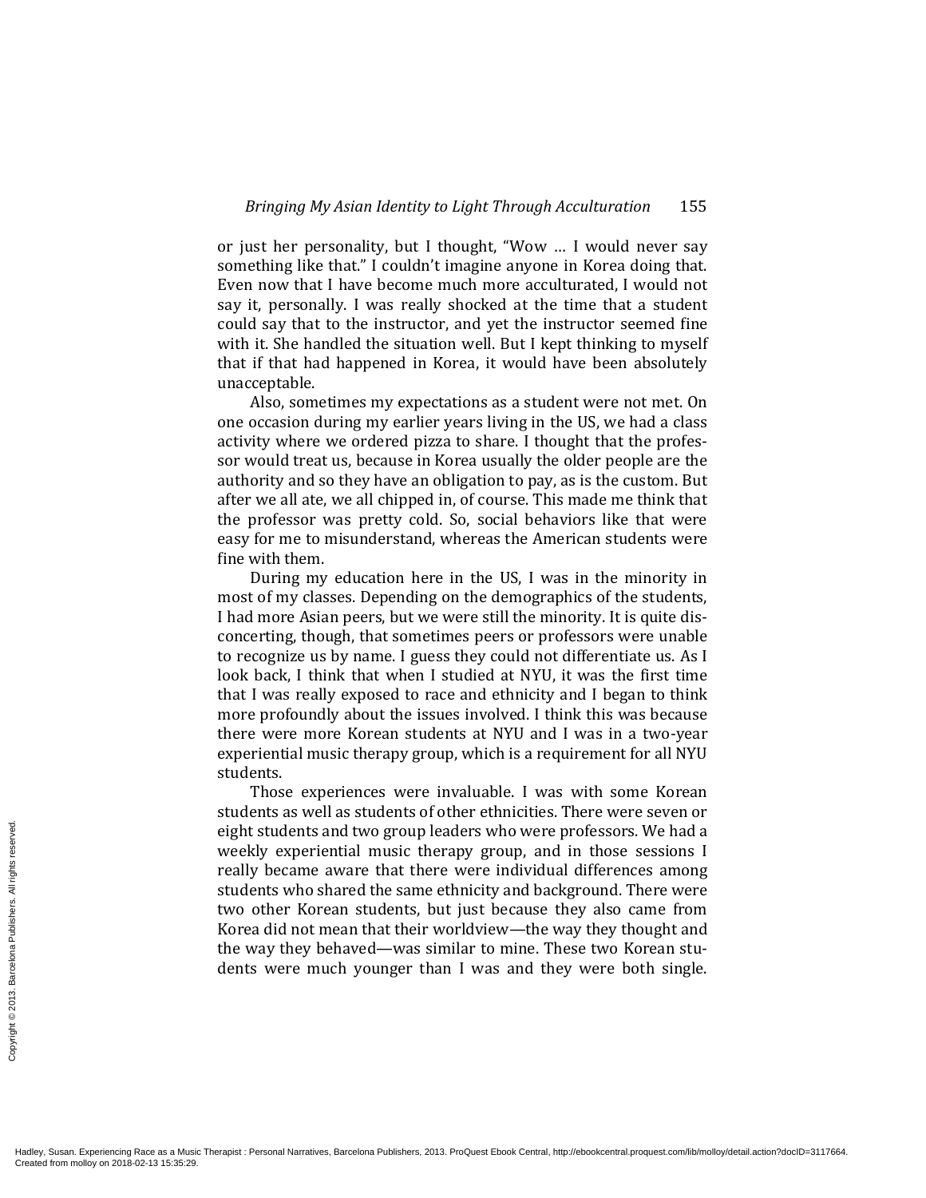or just her personality, but I thought, "Wow … I would never say something like that." I couldn't imagine anyone in Korea doing that. Even now that I have become much more acculturated, I would not say it, personally. I was really shocked at the time that a student could say that to the instructor, and yet the instructor seemed fine with it. She handled the situation well. But I kept thinking to myself that if that had happened in Korea, it would have been absolutely unacceptable.

Also, sometimes my expectations as a student were not met. On one occasion during my earlier years living in the US, we had a class activity where we ordered pizza to share. I thought that the professor would treat us, because in Korea usually the older people are the authority and so they have an obligation to pay, as is the custom. But after we all ate, we all chipped in, of course. This made me think that the professor was pretty cold. So, social behaviors like that were easy for me to misunderstand, whereas the American students were fine with them.

During my education here in the US, I was in the minority in most of my classes. Depending on the demographics of the students, I had more Asian peers, but we were still the minority. It is quite disconcerting, though, that sometimes peers or professors were unable to recognize us by name. I guess they could not differentiate us. As I look back, I think that when I studied at NYU, it was the first time that I was really exposed to race and ethnicity and I began to think more profoundly about the issues involved. I think this was because there were more Korean students at NYU and I was in a two-year experiential music therapy group, which is a requirement for all NYU students.

Those experiences were invaluable. I was with some Korean students as well as students of other ethnicities. There were seven or eight students and two group leaders who were professors. We had a weekly experiential music therapy group, and in those sessions I really became aware that there were individual differences among students who shared the same ethnicity and background. There were two other Korean students, but just because they also came from Korea did not mean that their worldview—the way they thought and the way they behaved—was similar to mine. These two Korean students were much younger than I was and they were both single.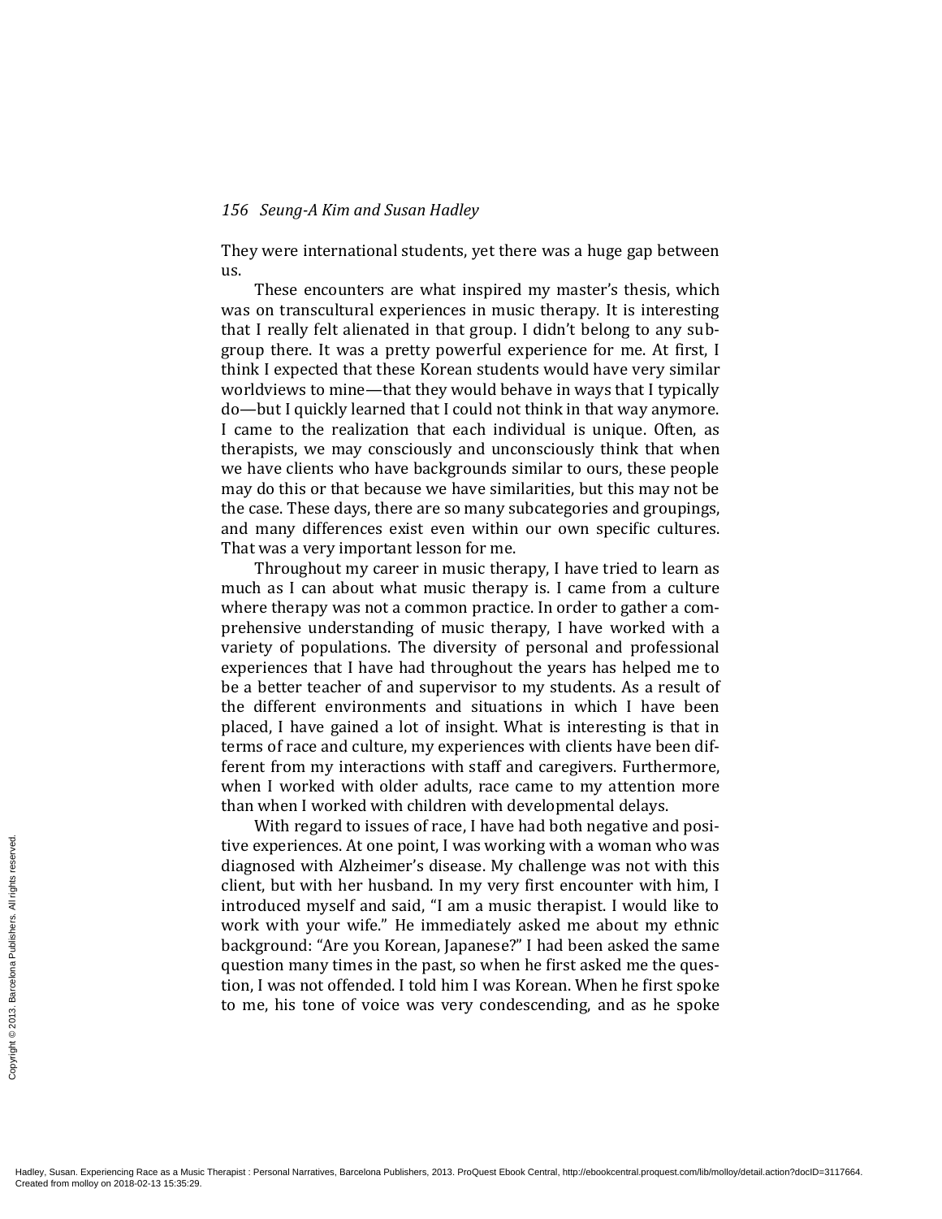They were international students, yet there was a huge gap between us.

These encounters are what inspired my master's thesis, which was on transcultural experiences in music therapy. It is interesting that I really felt alienated in that group. I didn't belong to any subgroup there. It was a pretty powerful experience for me. At first, I think I expected that these Korean students would have very similar worldviews to mine—that they would behave in ways that I typically do—but I quickly learned that I could not think in that way anymore. I came to the realization that each individual is unique. Often, as therapists, we may consciously and unconsciously think that when we have clients who have backgrounds similar to ours, these people may do this or that because we have similarities, but this may not be the case. These days, there are so many subcategories and groupings, and many differences exist even within our own specific cultures. That was a very important lesson for me.

Throughout my career in music therapy, I have tried to learn as much as I can about what music therapy is. I came from a culture where therapy was not a common practice. In order to gather a comprehensive understanding of music therapy, I have worked with a variety of populations. The diversity of personal and professional experiences that I have had throughout the years has helped me to be a better teacher of and supervisor to my students. As a result of the different environments and situations in which I have been placed, I have gained a lot of insight. What is interesting is that in terms of race and culture, my experiences with clients have been different from my interactions with staff and caregivers. Furthermore, when I worked with older adults, race came to my attention more than when I worked with children with developmental delays.

With regard to issues of race, I have had both negative and positive experiences. At one point, I was working with a woman who was diagnosed with Alzheimer's disease. My challenge was not with this client, but with her husband. In my very first encounter with him, I introduced myself and said, "I am a music therapist. I would like to work with your wife." He immediately asked me about my ethnic background: "Are you Korean, Japanese?" I had been asked the same question many times in the past, so when he first asked me the question, I was not offended. I told him I was Korean. When he first spoke to me, his tone of voice was very condescending, and as he spoke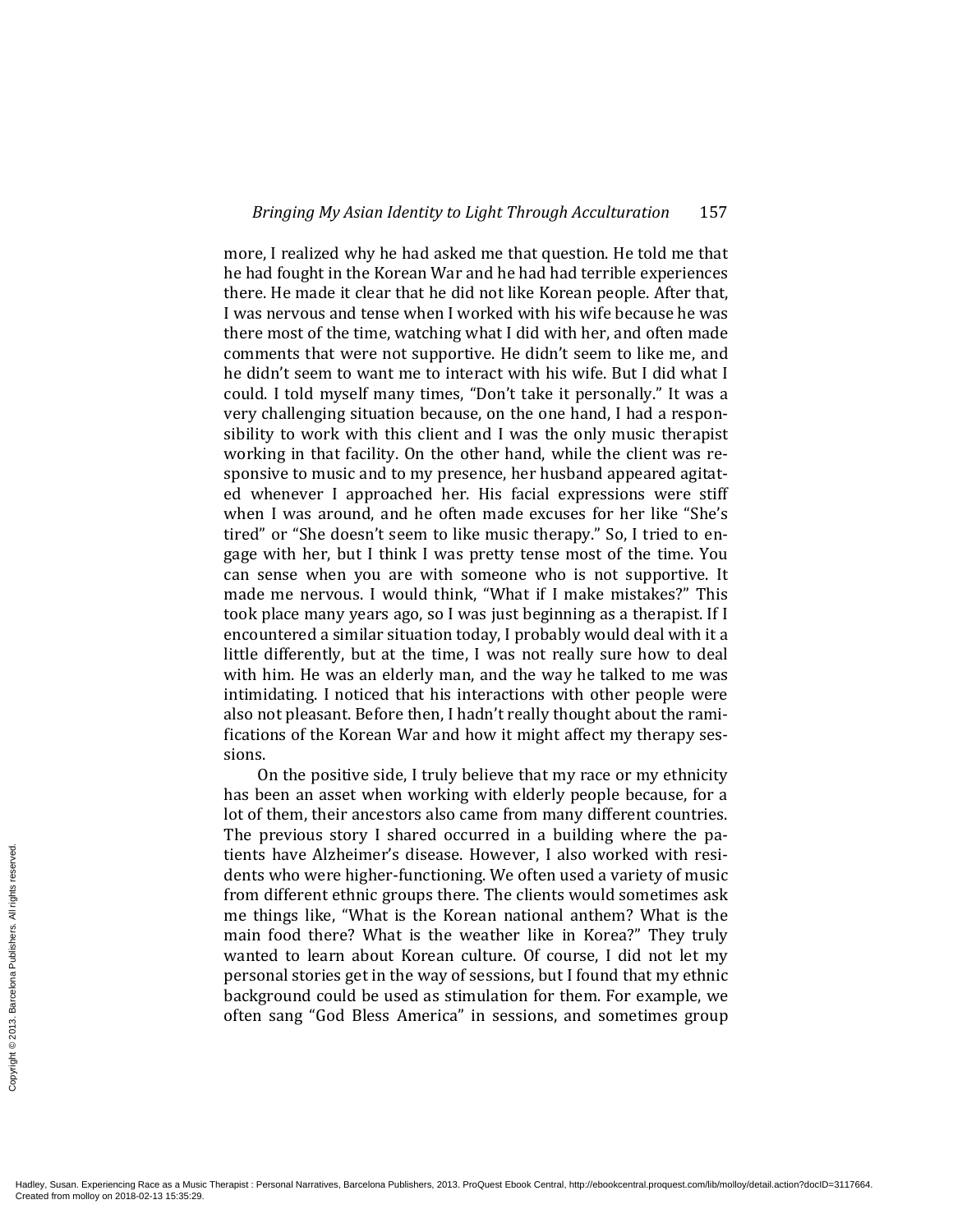more, I realized why he had asked me that question. He told me that he had fought in the Korean War and he had had terrible experiences there. He made it clear that he did not like Korean people. After that, I was nervous and tense when I worked with his wife because he was there most of the time, watching what I did with her, and often made comments that were not supportive. He didn't seem to like me, and he didn't seem to want me to interact with his wife. But I did what I could. I told myself many times, "Don't take it personally." It was a very challenging situation because, on the one hand, I had a responsibility to work with this client and I was the only music therapist working in that facility. On the other hand, while the client was responsive to music and to my presence, her husband appeared agitated whenever I approached her. His facial expressions were stiff when I was around, and he often made excuses for her like "She's tired" or "She doesn't seem to like music therapy." So, I tried to engage with her, but I think I was pretty tense most of the time. You can sense when you are with someone who is not supportive. It made me nervous. I would think, "What if I make mistakes?" This took place many years ago, so I was just beginning as a therapist. If I encountered a similar situation today, I probably would deal with it a little differently, but at the time, I was not really sure how to deal with him. He was an elderly man, and the way he talked to me was intimidating. I noticed that his interactions with other people were also not pleasant. Before then, I hadn't really thought about the ramifications of the Korean War and how it might affect my therapy sessions.

On the positive side, I truly believe that my race or my ethnicity has been an asset when working with elderly people because, for a lot of them, their ancestors also came from many different countries. The previous story I shared occurred in a building where the patients have Alzheimer's disease. However, I also worked with residents who were higher-functioning. We often used a variety of music from different ethnic groups there. The clients would sometimes ask me things like, "What is the Korean national anthem? What is the main food there? What is the weather like in Korea?" They truly wanted to learn about Korean culture. Of course, I did not let my personal stories get in the way of sessions, but I found that my ethnic background could be used as stimulation for them. For example, we often sang "God Bless America" in sessions, and sometimes group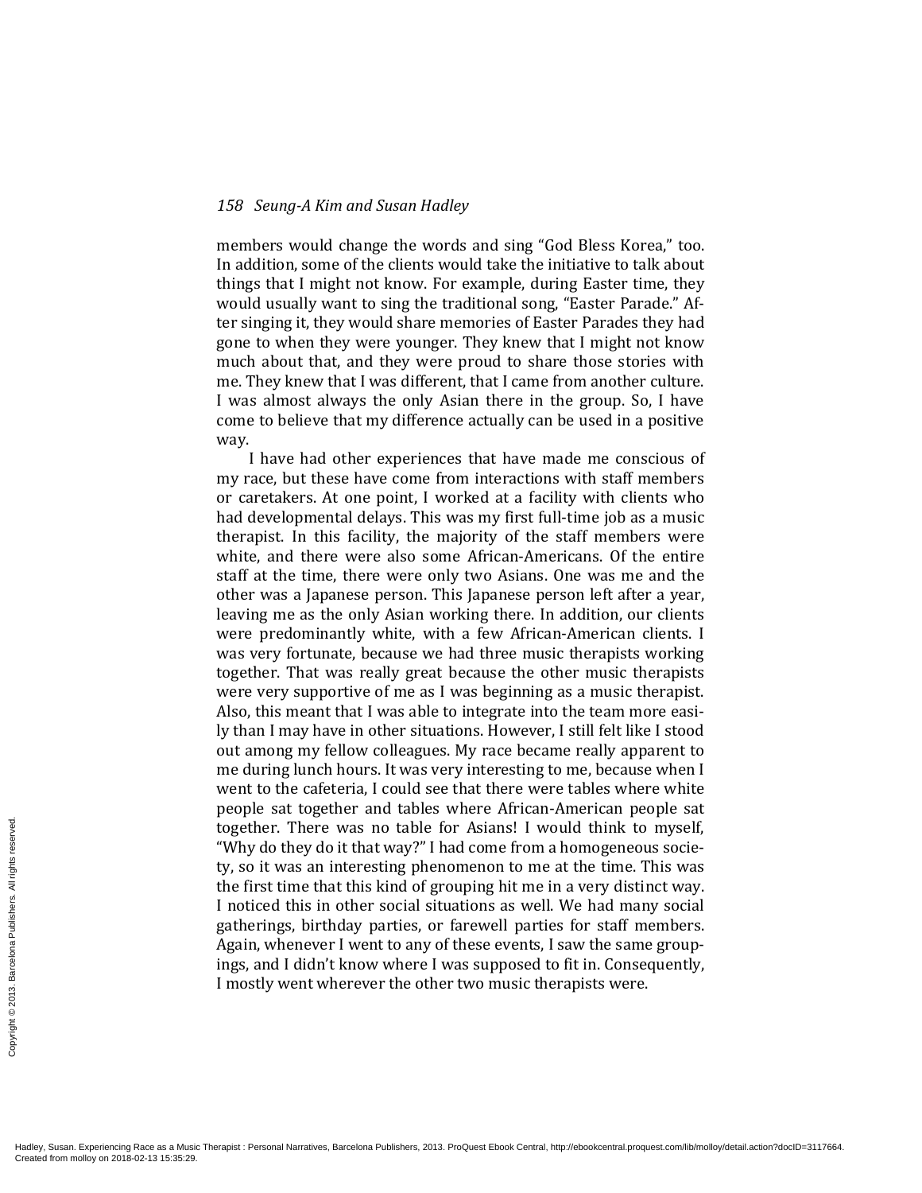members would change the words and sing "God Bless Korea," too. In addition, some of the clients would take the initiative to talk about things that I might not know. For example, during Easter time, they would usually want to sing the traditional song, "Easter Parade." After singing it, they would share memories of Easter Parades they had gone to when they were younger. They knew that I might not know much about that, and they were proud to share those stories with me. They knew that I was different, that I came from another culture. I was almost always the only Asian there in the group. So, I have come to believe that my difference actually can be used in a positive way.

I have had other experiences that have made me conscious of my race, but these have come from interactions with staff members or caretakers. At one point, I worked at a facility with clients who had developmental delays. This was my first full-time job as a music therapist. In this facility, the majority of the staff members were white, and there were also some African-Americans. Of the entire staff at the time, there were only two Asians. One was me and the other was a Japanese person. This Japanese person left after a year, leaving me as the only Asian working there. In addition, our clients were predominantly white, with a few African-American clients. I was very fortunate, because we had three music therapists working together. That was really great because the other music therapists were very supportive of me as I was beginning as a music therapist. Also, this meant that I was able to integrate into the team more easily than I may have in other situations. However, I still felt like I stood out among my fellow colleagues. My race became really apparent to me during lunch hours. It was very interesting to me, because when I went to the cafeteria, I could see that there were tables where white people sat together and tables where African-American people sat together. There was no table for Asians! I would think to myself, "Why do they do it that way?" I had come from a homogeneous society, so it was an interesting phenomenon to me at the time. This was the first time that this kind of grouping hit me in a very distinct way. I noticed this in other social situations as well. We had many social gatherings, birthday parties, or farewell parties for staff members. Again, whenever I went to any of these events, I saw the same groupings, and I didn't know where I was supposed to fit in. Consequently, I mostly went wherever the other two music therapists were.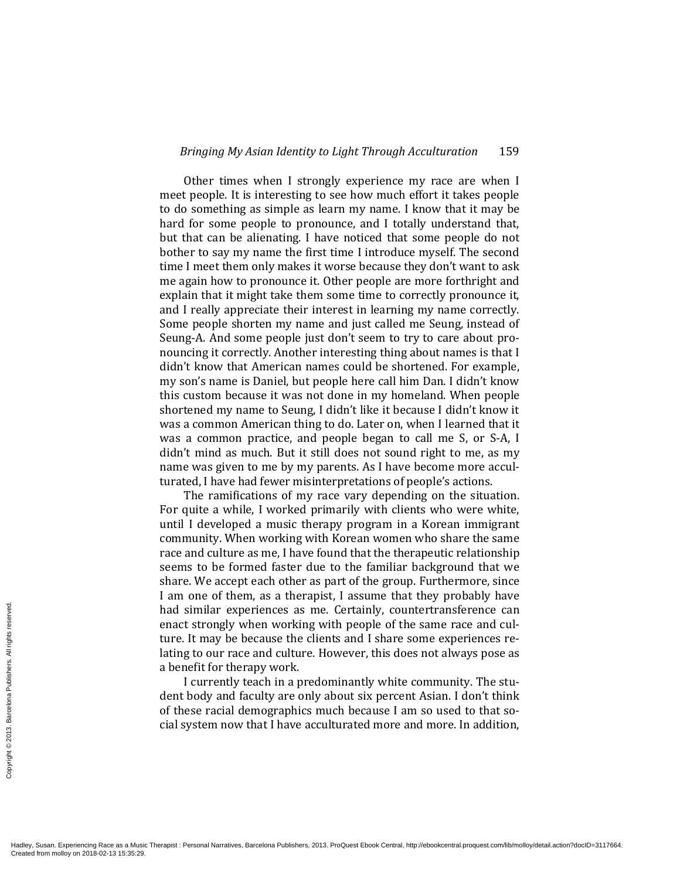Other times when I strongly experience my race are when I meet people. It is interesting to see how much effort it takes people to do something as simple as learn my name. I know that it may be hard for some people to pronounce, and I totally understand that, but that can be alienating. I have noticed that some people do not bother to say my name the first time I introduce myself. The second time I meet them only makes it worse because they don't want to ask me again how to pronounce it. Other people are more forthright and explain that it might take them some time to correctly pronounce it, and I really appreciate their interest in learning my name correctly. Some people shorten my name and just called me Seung, instead of Seung-A. And some people just don't seem to try to care about pronouncing it correctly. Another interesting thing about names is that I didn't know that American names could be shortened. For example, my son's name is Daniel, but people here call him Dan. I didn't know this custom because it was not done in my homeland. When people shortened my name to Seung, I didn't like it because I didn't know it was a common American thing to do. Later on, when I learned that it was a common practice, and people began to call me S, or S-A, I didn't mind as much. But it still does not sound right to me, as my name was given to me by my parents. As I have become more acculturated, I have had fewer misinterpretations of people's actions.

The ramifications of my race vary depending on the situation. For quite a while, I worked primarily with clients who were white, until I developed a music therapy program in a Korean immigrant community. When working with Korean women who share the same race and culture as me, I have found that the therapeutic relationship seems to be formed faster due to the familiar background that we share. We accept each other as part of the group. Furthermore, since I am one of them, as a therapist, I assume that they probably have had similar experiences as me. Certainly, countertransference can enact strongly when working with people of the same race and culture. It may be because the clients and I share some experiences relating to our race and culture. However, this does not always pose as a benefit for therapy work.

I currently teach in a predominantly white community. The student body and faculty are only about six percent Asian. I don't think of these racial demographics much because I am so used to that social system now that I have acculturated more and more. In addition,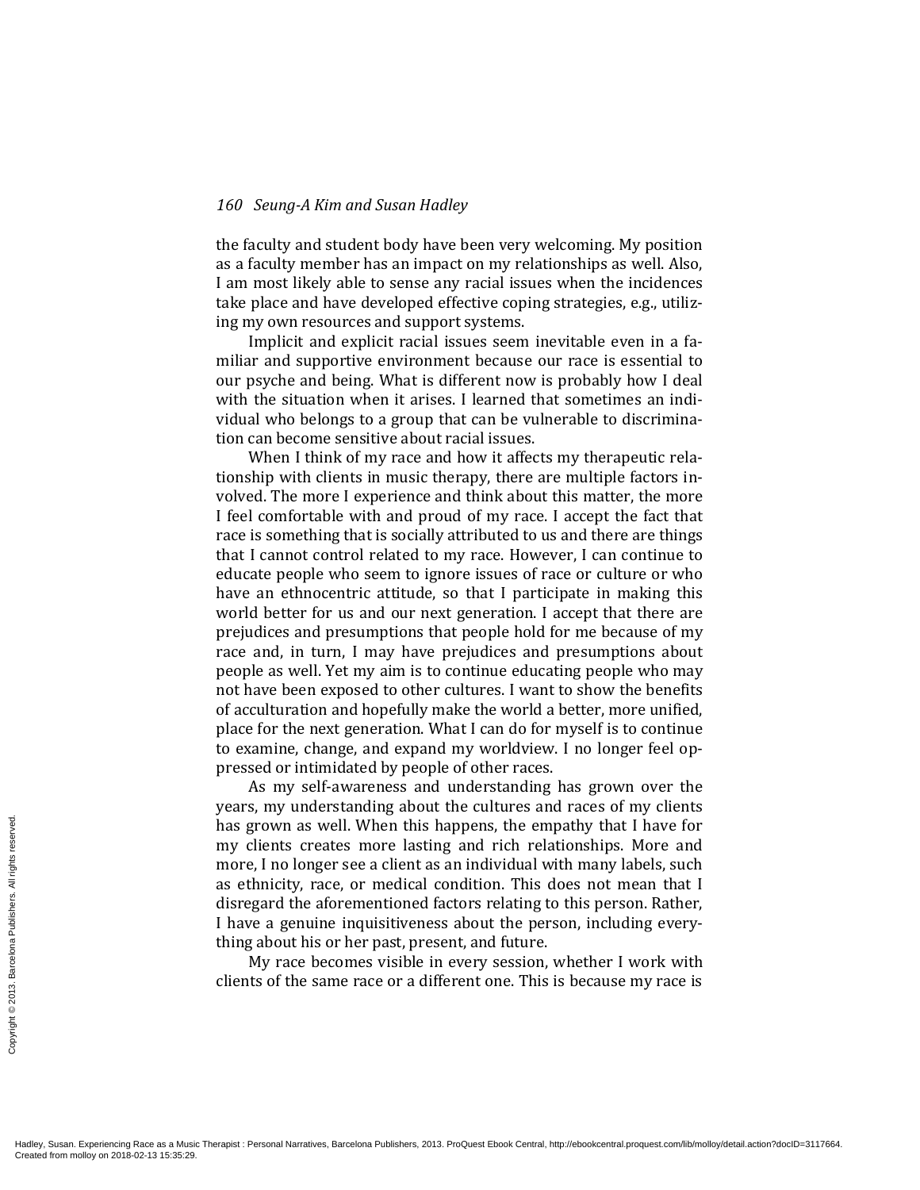the faculty and student body have been very welcoming. My position as a faculty member has an impact on my relationships as well. Also, I am most likely able to sense any racial issues when the incidences take place and have developed effective coping strategies, e.g., utilizing my own resources and support systems.

Implicit and explicit racial issues seem inevitable even in a familiar and supportive environment because our race is essential to our psyche and being. What is different now is probably how I deal with the situation when it arises. I learned that sometimes an individual who belongs to a group that can be vulnerable to discrimination can become sensitive about racial issues.

When I think of my race and how it affects my therapeutic relationship with clients in music therapy, there are multiple factors involved. The more I experience and think about this matter, the more I feel comfortable with and proud of my race. I accept the fact that race is something that is socially attributed to us and there are things that I cannot control related to my race. However, I can continue to educate people who seem to ignore issues of race or culture or who have an ethnocentric attitude, so that I participate in making this world better for us and our next generation. I accept that there are prejudices and presumptions that people hold for me because of my race and, in turn, I may have prejudices and presumptions about people as well. Yet my aim is to continue educating people who may not have been exposed to other cultures. I want to show the benefits of acculturation and hopefully make the world a better, more unified, place for the next generation. What I can do for myself is to continue to examine, change, and expand my worldview. I no longer feel oppressed or intimidated by people of other races.

As my self-awareness and understanding has grown over the years, my understanding about the cultures and races of my clients has grown as well. When this happens, the empathy that I have for my clients creates more lasting and rich relationships. More and more, I no longer see a client as an individual with many labels, such as ethnicity, race, or medical condition. This does not mean that I disregard the aforementioned factors relating to this person. Rather, I have a genuine inquisitiveness about the person, including everything about his or her past, present, and future.

My race becomes visible in every session, whether I work with clients of the same race or a different one. This is because my race is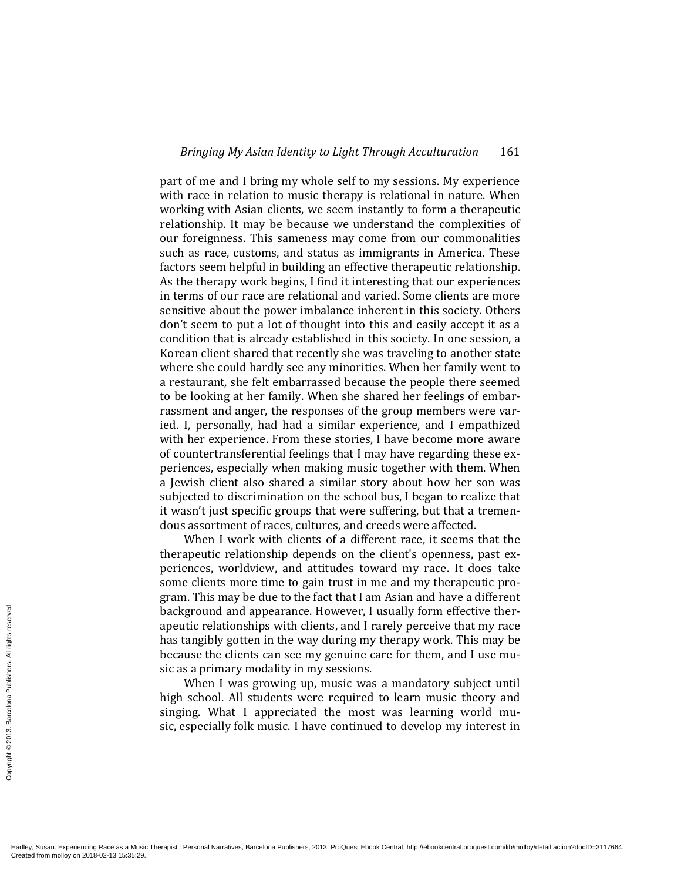part of me and I bring my whole self to my sessions. My experience with race in relation to music therapy is relational in nature. When working with Asian clients, we seem instantly to form a therapeutic relationship. It may be because we understand the complexities of our foreignness. This sameness may come from our commonalities such as race, customs, and status as immigrants in America. These factors seem helpful in building an effective therapeutic relationship. As the therapy work begins, I find it interesting that our experiences in terms of our race are relational and varied. Some clients are more sensitive about the power imbalance inherent in this society. Others don't seem to put a lot of thought into this and easily accept it as a condition that is already established in this society. In one session, a Korean client shared that recently she was traveling to another state where she could hardly see any minorities. When her family went to a restaurant, she felt embarrassed because the people there seemed to be looking at her family. When she shared her feelings of embarrassment and anger, the responses of the group members were varied. I, personally, had had a similar experience, and I empathized with her experience. From these stories, I have become more aware of countertransferential feelings that I may have regarding these experiences, especially when making music together with them. When a Jewish client also shared a similar story about how her son was subjected to discrimination on the school bus, I began to realize that it wasn't just specific groups that were suffering, but that a tremendous assortment of races, cultures, and creeds were affected.

When I work with clients of a different race, it seems that the therapeutic relationship depends on the client's openness, past experiences, worldview, and attitudes toward my race. It does take some clients more time to gain trust in me and my therapeutic program. This may be due to the fact that I am Asian and have a different background and appearance. However, I usually form effective therapeutic relationships with clients, and I rarely perceive that my race has tangibly gotten in the way during my therapy work. This may be because the clients can see my genuine care for them, and I use music as a primary modality in my sessions.

When I was growing up, music was a mandatory subject until high school. All students were required to learn music theory and singing. What I appreciated the most was learning world music, especially folk music. I have continued to develop my interest in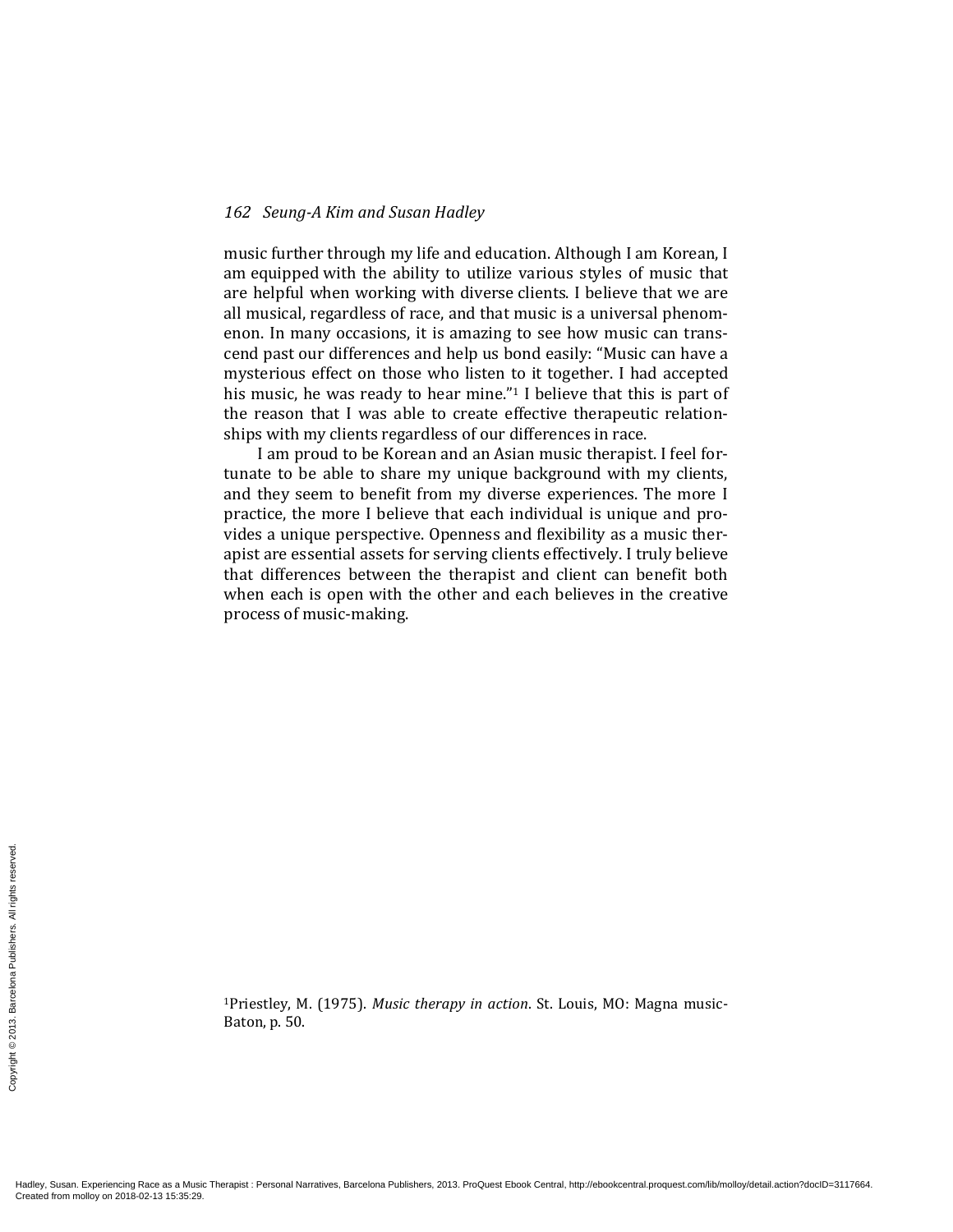music further through my life and education. Although I am Korean, I am equipped with the ability to utilize various styles of music that are helpful when working with diverse clients. I believe that we are all musical, regardless of race, and that music is a universal phenomenon. In many occasions, it is amazing to see how music can transcend past our differences and help us bond easily: "Music can have a mysterious effect on those who listen to it together. I had accepted his music, he was ready to hear mine."[1] I believe that this is part of the reason that I was able to create effective therapeutic relationships with my clients regardless of our differences in race.

I am proud to be Korean and an Asian music therapist. I feel fortunate to be able to share my unique background with my clients, and they seem to benefit from my diverse experiences. The more I practice, the more I believe that each individual is unique and provides a unique perspective. Openness and flexibility as a music therapist are essential assets for serving clients effectively. I truly believe that differences between the therapist and client can benefit both when each is open with the other and each believes in the creative process of music-making.

[1]Priestley, M. (1975). *Music therapy in action*. St. Louis, MO: Magna music-Baton, p. 50.